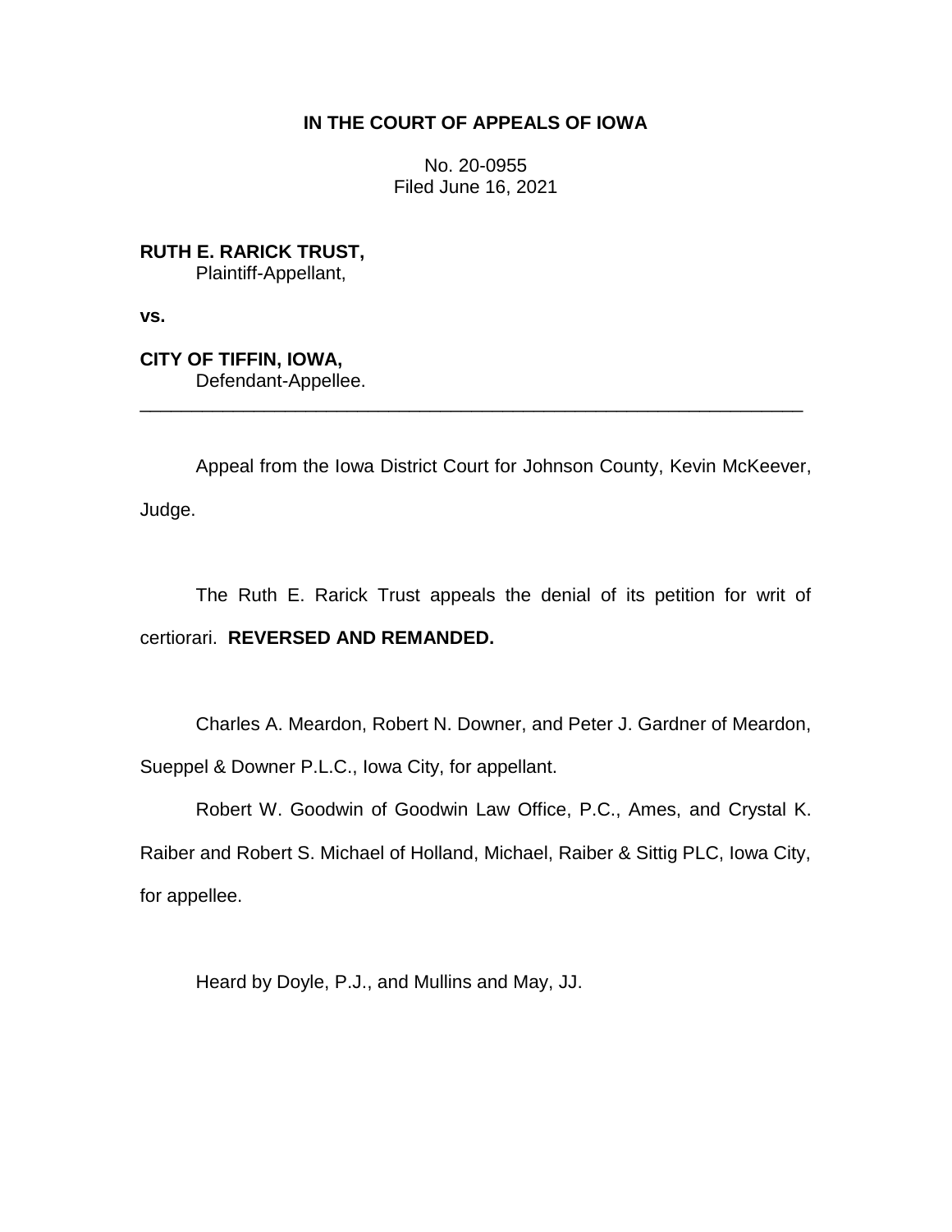# IN THE COURT OF APPEALS OF IOWA

No. 20-0955
Filed June 16, 2021

**RUTH E. RARICK TRUST,**
Plaintiff-Appellant,

**vs.**

**CITY OF TIFFIN, IOWA,**
Defendant-Appellee.

---

Appeal from the Iowa District Court for Johnson County, Kevin McKeever, Judge.

The Ruth E. Rarick Trust appeals the denial of its petition for writ of certiorari. **REVERSED AND REMANDED.**

Charles A. Meardon, Robert N. Downer, and Peter J. Gardner of Meardon, Sueppel & Downer P.L.C., Iowa City, for appellant.

Robert W. Goodwin of Goodwin Law Office, P.C., Ames, and Crystal K. Raiber and Robert S. Michael of Holland, Michael, Raiber & Sittig PLC, Iowa City, for appellee.

Heard by Doyle, P.J., and Mullins and May, JJ.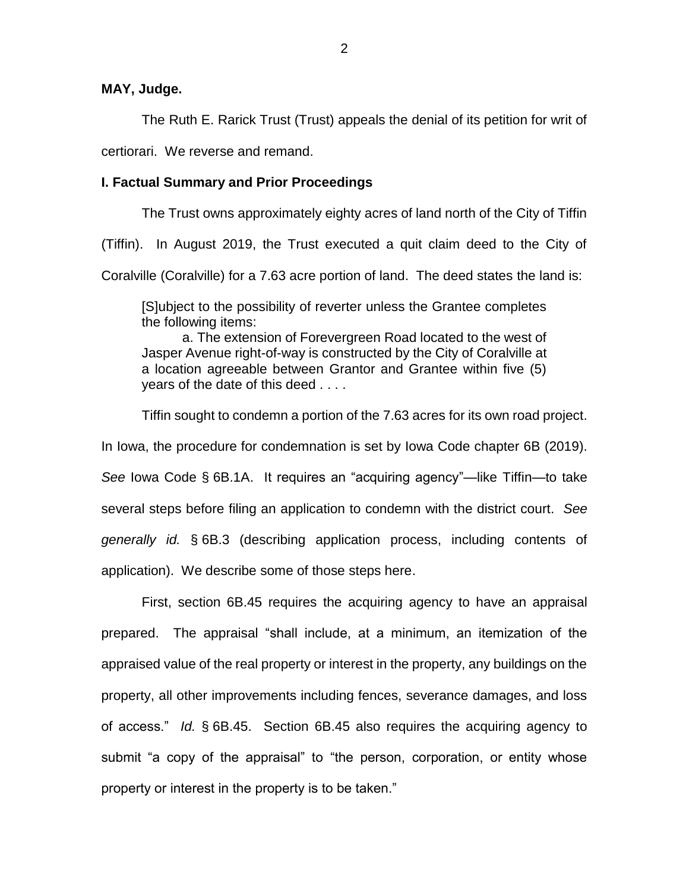**MAY, Judge.**

The Ruth E. Rarick Trust (Trust) appeals the denial of its petition for writ of certiorari. We reverse and remand.

## I. Factual Summary and Prior Proceedings

The Trust owns approximately eighty acres of land north of the City of Tiffin (Tiffin). In August 2019, the Trust executed a quit claim deed to the City of Coralville (Coralville) for a 7.63 acre portion of land. The deed states the land is:

> [S]ubject to the possibility of reverter unless the Grantee completes the following items:
>
> a. The extension of Forevergreen Road located to the west of Jasper Avenue right-of-way is constructed by the City of Coralville at a location agreeable between Grantor and Grantee within five (5) years of the date of this deed . . . .

Tiffin sought to condemn a portion of the 7.63 acres for its own road project. In Iowa, the procedure for condemnation is set by Iowa Code chapter 6B (2019). *See* Iowa Code § 6B.1A. It requires an "acquiring agency"—like Tiffin—to take several steps before filing an application to condemn with the district court. *See generally id.* § 6B.3 (describing application process, including contents of application). We describe some of those steps here.

First, section 6B.45 requires the acquiring agency to have an appraisal prepared. The appraisal "shall include, at a minimum, an itemization of the appraised value of the real property or interest in the property, any buildings on the property, all other improvements including fences, severance damages, and loss of access." *Id.* § 6B.45. Section 6B.45 also requires the acquiring agency to submit "a copy of the appraisal" to "the person, corporation, or entity whose property or interest in the property is to be taken."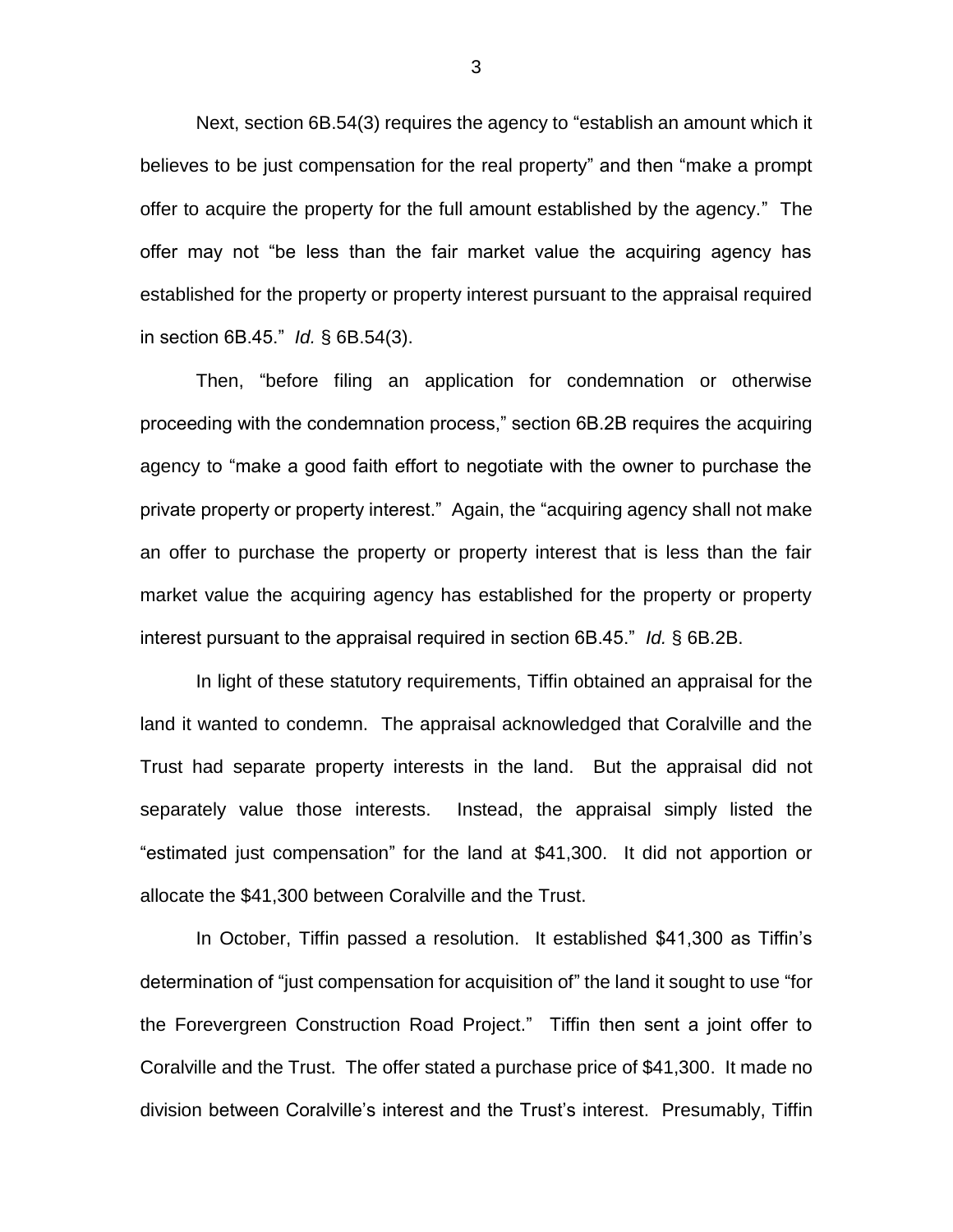Next, section 6B.54(3) requires the agency to "establish an amount which it believes to be just compensation for the real property" and then "make a prompt offer to acquire the property for the full amount established by the agency." The offer may not "be less than the fair market value the acquiring agency has established for the property or property interest pursuant to the appraisal required in section 6B.45." *Id.* § 6B.54(3).

Then, "before filing an application for condemnation or otherwise proceeding with the condemnation process," section 6B.2B requires the acquiring agency to "make a good faith effort to negotiate with the owner to purchase the private property or property interest." Again, the "acquiring agency shall not make an offer to purchase the property or property interest that is less than the fair market value the acquiring agency has established for the property or property interest pursuant to the appraisal required in section 6B.45." *Id.* § 6B.2B.

In light of these statutory requirements, Tiffin obtained an appraisal for the land it wanted to condemn. The appraisal acknowledged that Coralville and the Trust had separate property interests in the land. But the appraisal did not separately value those interests. Instead, the appraisal simply listed the "estimated just compensation" for the land at $41,300. It did not apportion or allocate the $41,300 between Coralville and the Trust.

In October, Tiffin passed a resolution. It established $41,300 as Tiffin's determination of "just compensation for acquisition of" the land it sought to use "for the Forevergreen Construction Road Project." Tiffin then sent a joint offer to Coralville and the Trust. The offer stated a purchase price of $41,300. It made no division between Coralville's interest and the Trust's interest. Presumably, Tiffin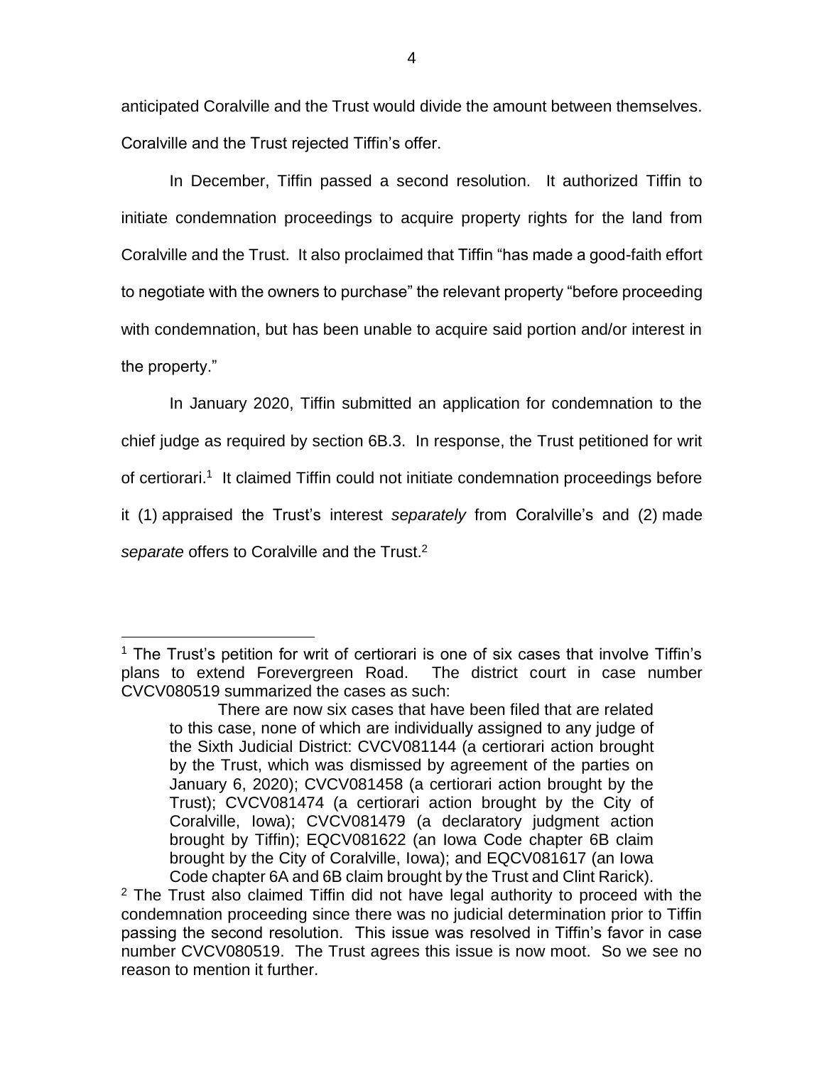anticipated Coralville and the Trust would divide the amount between themselves. Coralville and the Trust rejected Tiffin's offer.

In December, Tiffin passed a second resolution. It authorized Tiffin to initiate condemnation proceedings to acquire property rights for the land from Coralville and the Trust. It also proclaimed that Tiffin "has made a good-faith effort to negotiate with the owners to purchase" the relevant property "before proceeding with condemnation, but has been unable to acquire said portion and/or interest in the property."

In January 2020, Tiffin submitted an application for condemnation to the chief judge as required by section 6B.3. In response, the Trust petitioned for writ of certiorari.[1] It claimed Tiffin could not initiate condemnation proceedings before it (1) appraised the Trust's interest *separately* from Coralville's and (2) made *separate* offers to Coralville and the Trust.[2]

---

[1] The Trust's petition for writ of certiorari is one of six cases that involve Tiffin's plans to extend Forevergreen Road. The district court in case number CVCV080519 summarized the cases as such:

> There are now six cases that have been filed that are related to this case, none of which are individually assigned to any judge of the Sixth Judicial District: CVCV081144 (a certiorari action brought by the Trust, which was dismissed by agreement of the parties on January 6, 2020); CVCV081458 (a certiorari action brought by the Trust); CVCV081474 (a certiorari action brought by the City of Coralville, Iowa); CVCV081479 (a declaratory judgment action brought by Tiffin); EQCV081622 (an Iowa Code chapter 6B claim brought by the City of Coralville, Iowa); and EQCV081617 (an Iowa Code chapter 6A and 6B claim brought by the Trust and Clint Rarick).

[2] The Trust also claimed Tiffin did not have legal authority to proceed with the condemnation proceeding since there was no judicial determination prior to Tiffin passing the second resolution. This issue was resolved in Tiffin's favor in case number CVCV080519. The Trust agrees this issue is now moot. So we see no reason to mention it further.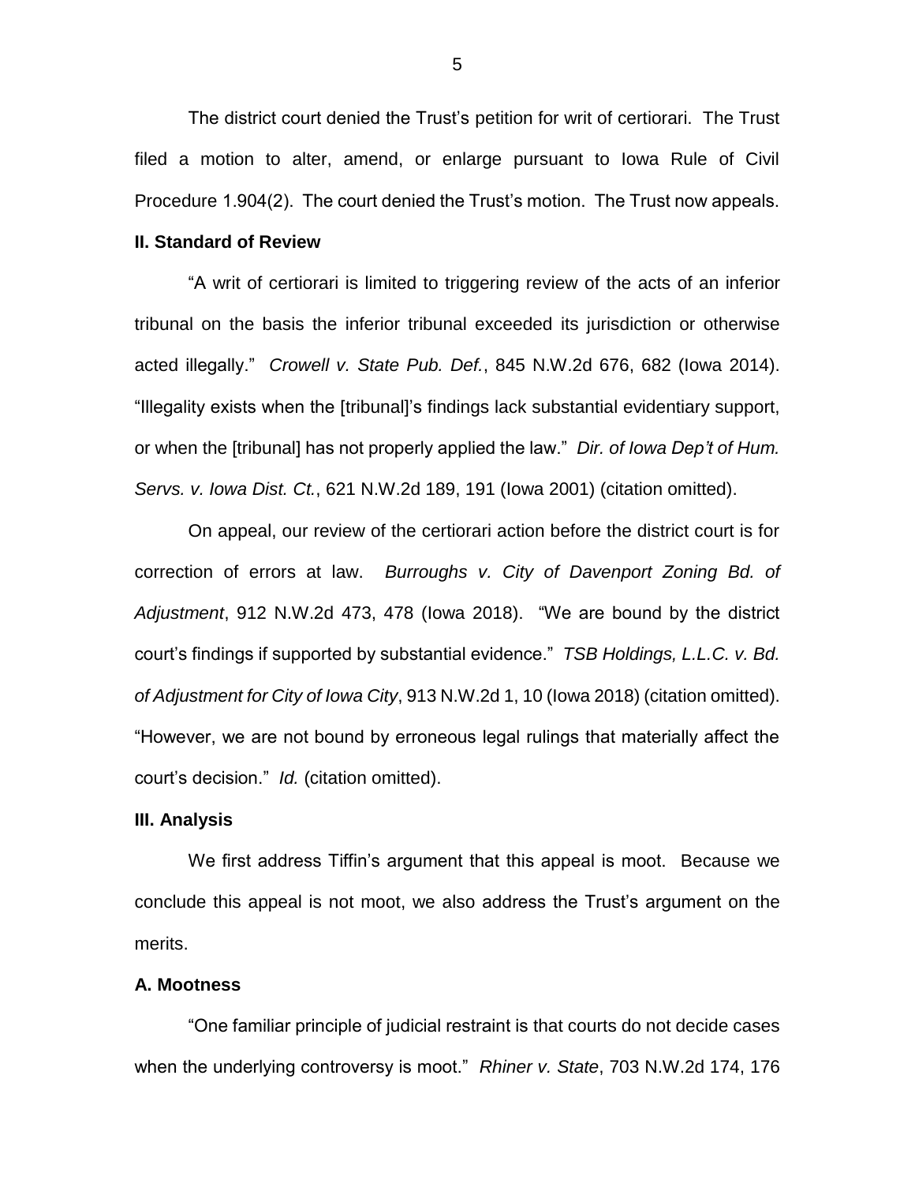The district court denied the Trust's petition for writ of certiorari. The Trust filed a motion to alter, amend, or enlarge pursuant to Iowa Rule of Civil Procedure 1.904(2). The court denied the Trust's motion. The Trust now appeals.

**II. Standard of Review**

"A writ of certiorari is limited to triggering review of the acts of an inferior tribunal on the basis the inferior tribunal exceeded its jurisdiction or otherwise acted illegally." *Crowell v. State Pub. Def.*, 845 N.W.2d 676, 682 (Iowa 2014). "Illegality exists when the [tribunal]'s findings lack substantial evidentiary support, or when the [tribunal] has not properly applied the law." *Dir. of Iowa Dep't of Hum. Servs. v. Iowa Dist. Ct.*, 621 N.W.2d 189, 191 (Iowa 2001) (citation omitted).

On appeal, our review of the certiorari action before the district court is for correction of errors at law. *Burroughs v. City of Davenport Zoning Bd. of Adjustment*, 912 N.W.2d 473, 478 (Iowa 2018). "We are bound by the district court's findings if supported by substantial evidence." *TSB Holdings, L.L.C. v. Bd. of Adjustment for City of Iowa City*, 913 N.W.2d 1, 10 (Iowa 2018) (citation omitted). "However, we are not bound by erroneous legal rulings that materially affect the court's decision." *Id.* (citation omitted).

**III. Analysis**

We first address Tiffin's argument that this appeal is moot. Because we conclude this appeal is not moot, we also address the Trust's argument on the merits.

**A. Mootness**

"One familiar principle of judicial restraint is that courts do not decide cases when the underlying controversy is moot." *Rhiner v. State*, 703 N.W.2d 174, 176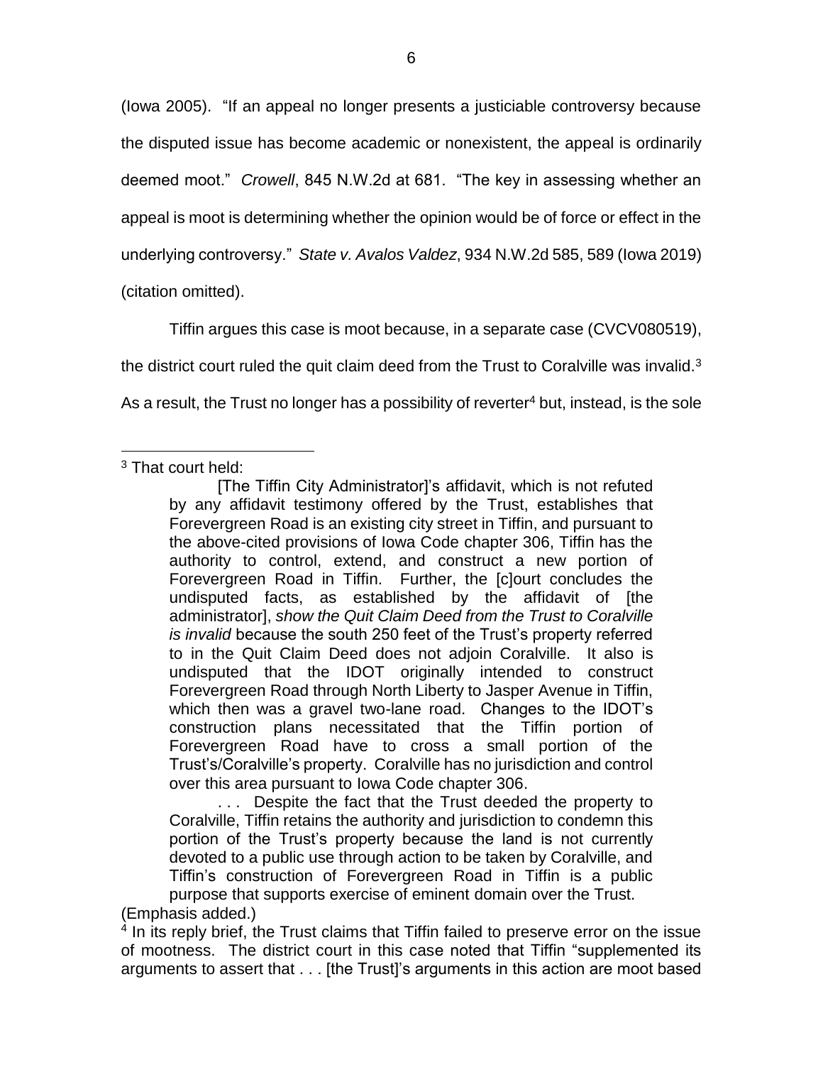(Iowa 2005). "If an appeal no longer presents a justiciable controversy because the disputed issue has become academic or nonexistent, the appeal is ordinarily deemed moot." *Crowell*, 845 N.W.2d at 681. "The key in assessing whether an appeal is moot is determining whether the opinion would be of force or effect in the underlying controversy." *State v. Avalos Valdez*, 934 N.W.2d 585, 589 (Iowa 2019) (citation omitted).

Tiffin argues this case is moot because, in a separate case (CVCV080519), the district court ruled the quit claim deed from the Trust to Coralville was invalid.[3] As a result, the Trust no longer has a possibility of reverter[4] but, instead, is the sole

---

[3] That court held:

> [The Tiffin City Administrator]'s affidavit, which is not refuted by any affidavit testimony offered by the Trust, establishes that Forevergreen Road is an existing city street in Tiffin, and pursuant to the above-cited provisions of Iowa Code chapter 306, Tiffin has the authority to control, extend, and construct a new portion of Forevergreen Road in Tiffin. Further, the [c]ourt concludes the undisputed facts, as established by the affidavit of [the administrator], *show the Quit Claim Deed from the Trust to Coralville is invalid* because the south 250 feet of the Trust's property referred to in the Quit Claim Deed does not adjoin Coralville. It also is undisputed that the IDOT originally intended to construct Forevergreen Road through North Liberty to Jasper Avenue in Tiffin, which then was a gravel two-lane road. Changes to the IDOT's construction plans necessitated that the Tiffin portion of Forevergreen Road have to cross a small portion of the Trust's/Coralville's property. Coralville has no jurisdiction and control over this area pursuant to Iowa Code chapter 306.
>
> . . . Despite the fact that the Trust deeded the property to Coralville, Tiffin retains the authority and jurisdiction to condemn this portion of the Trust's property because the land is not currently devoted to a public use through action to be taken by Coralville, and Tiffin's construction of Forevergreen Road in Tiffin is a public purpose that supports exercise of eminent domain over the Trust.

(Emphasis added.)

[4] In its reply brief, the Trust claims that Tiffin failed to preserve error on the issue of mootness. The district court in this case noted that Tiffin "supplemented its arguments to assert that . . . [the Trust]'s arguments in this action are moot based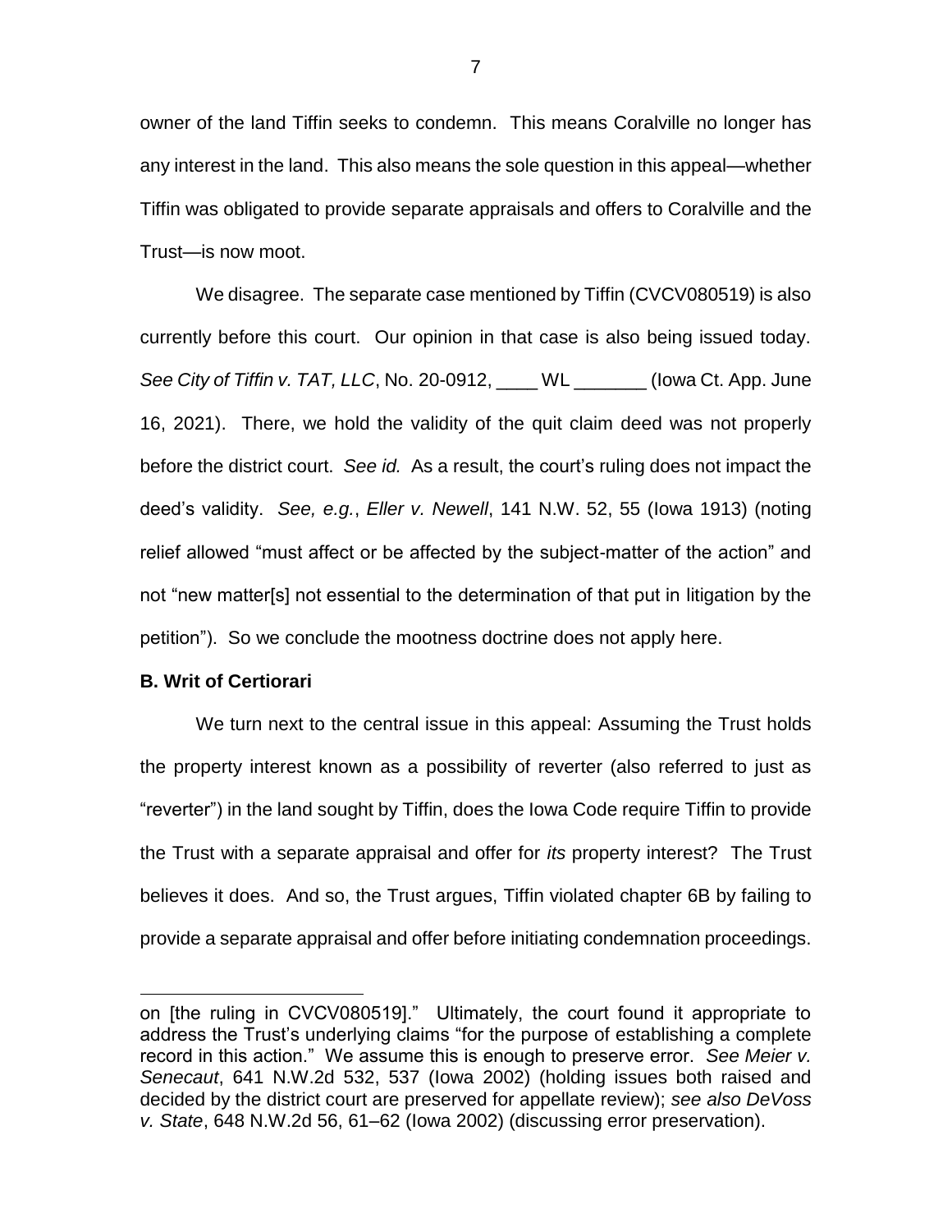owner of the land Tiffin seeks to condemn. This means Coralville no longer has any interest in the land. This also means the sole question in this appeal—whether Tiffin was obligated to provide separate appraisals and offers to Coralville and the Trust—is now moot.

We disagree. The separate case mentioned by Tiffin (CVCV080519) is also currently before this court. Our opinion in that case is also being issued today. *See City of Tiffin v. TAT, LLC*, No. 20-0912, ____ WL _______ (Iowa Ct. App. June 16, 2021). There, we hold the validity of the quit claim deed was not properly before the district court. *See id.* As a result, the court's ruling does not impact the deed's validity. *See, e.g.*, *Eller v. Newell*, 141 N.W. 52, 55 (Iowa 1913) (noting relief allowed "must affect or be affected by the subject-matter of the action" and not "new matter[s] not essential to the determination of that put in litigation by the petition"). So we conclude the mootness doctrine does not apply here.

**B. Writ of Certiorari**

We turn next to the central issue in this appeal: Assuming the Trust holds the property interest known as a possibility of reverter (also referred to just as "reverter") in the land sought by Tiffin, does the Iowa Code require Tiffin to provide the Trust with a separate appraisal and offer for *its* property interest? The Trust believes it does. And so, the Trust argues, Tiffin violated chapter 6B by failing to provide a separate appraisal and offer before initiating condemnation proceedings.

---

on [the ruling in CVCV080519]." Ultimately, the court found it appropriate to address the Trust's underlying claims "for the purpose of establishing a complete record in this action." We assume this is enough to preserve error. *See Meier v. Senecaut*, 641 N.W.2d 532, 537 (Iowa 2002) (holding issues both raised and decided by the district court are preserved for appellate review); *see also DeVoss v. State*, 648 N.W.2d 56, 61–62 (Iowa 2002) (discussing error preservation).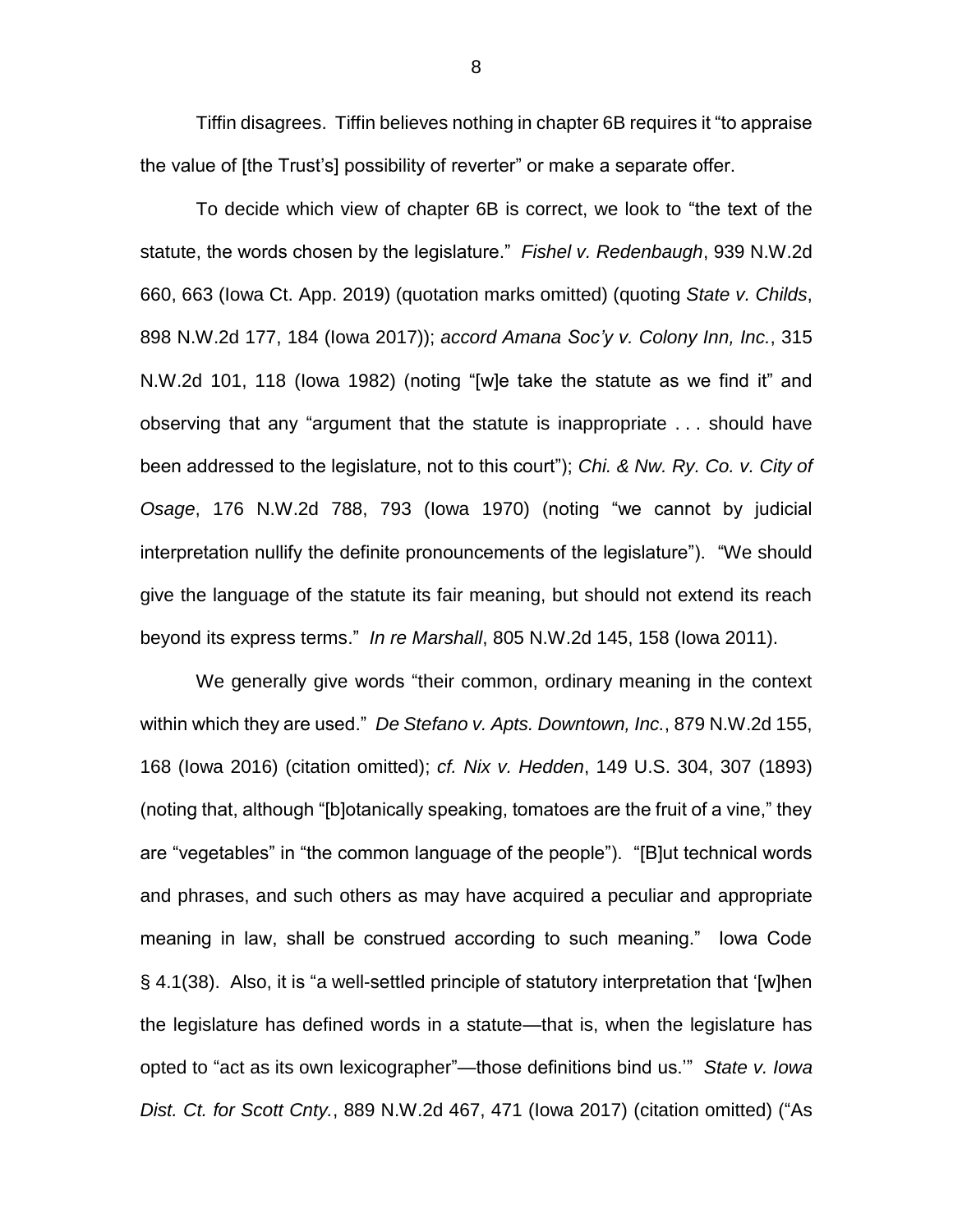Tiffin disagrees. Tiffin believes nothing in chapter 6B requires it "to appraise the value of [the Trust's] possibility of reverter" or make a separate offer.

To decide which view of chapter 6B is correct, we look to "the text of the statute, the words chosen by the legislature." *Fishel v. Redenbaugh*, 939 N.W.2d 660, 663 (Iowa Ct. App. 2019) (quotation marks omitted) (quoting *State v. Childs*, 898 N.W.2d 177, 184 (Iowa 2017)); *accord Amana Soc'y v. Colony Inn, Inc.*, 315 N.W.2d 101, 118 (Iowa 1982) (noting "[w]e take the statute as we find it" and observing that any "argument that the statute is inappropriate . . . should have been addressed to the legislature, not to this court"); *Chi. & Nw. Ry. Co. v. City of Osage*, 176 N.W.2d 788, 793 (Iowa 1970) (noting "we cannot by judicial interpretation nullify the definite pronouncements of the legislature"). "We should give the language of the statute its fair meaning, but should not extend its reach beyond its express terms." *In re Marshall*, 805 N.W.2d 145, 158 (Iowa 2011).

We generally give words "their common, ordinary meaning in the context within which they are used." *De Stefano v. Apts. Downtown, Inc.*, 879 N.W.2d 155, 168 (Iowa 2016) (citation omitted); *cf. Nix v. Hedden*, 149 U.S. 304, 307 (1893) (noting that, although "[b]otanically speaking, tomatoes are the fruit of a vine," they are "vegetables" in "the common language of the people"). "[B]ut technical words and phrases, and such others as may have acquired a peculiar and appropriate meaning in law, shall be construed according to such meaning." Iowa Code § 4.1(38). Also, it is "a well-settled principle of statutory interpretation that '[w]hen the legislature has defined words in a statute—that is, when the legislature has opted to "act as its own lexicographer"—those definitions bind us.'" *State v. Iowa Dist. Ct. for Scott Cnty.*, 889 N.W.2d 467, 471 (Iowa 2017) (citation omitted) ("As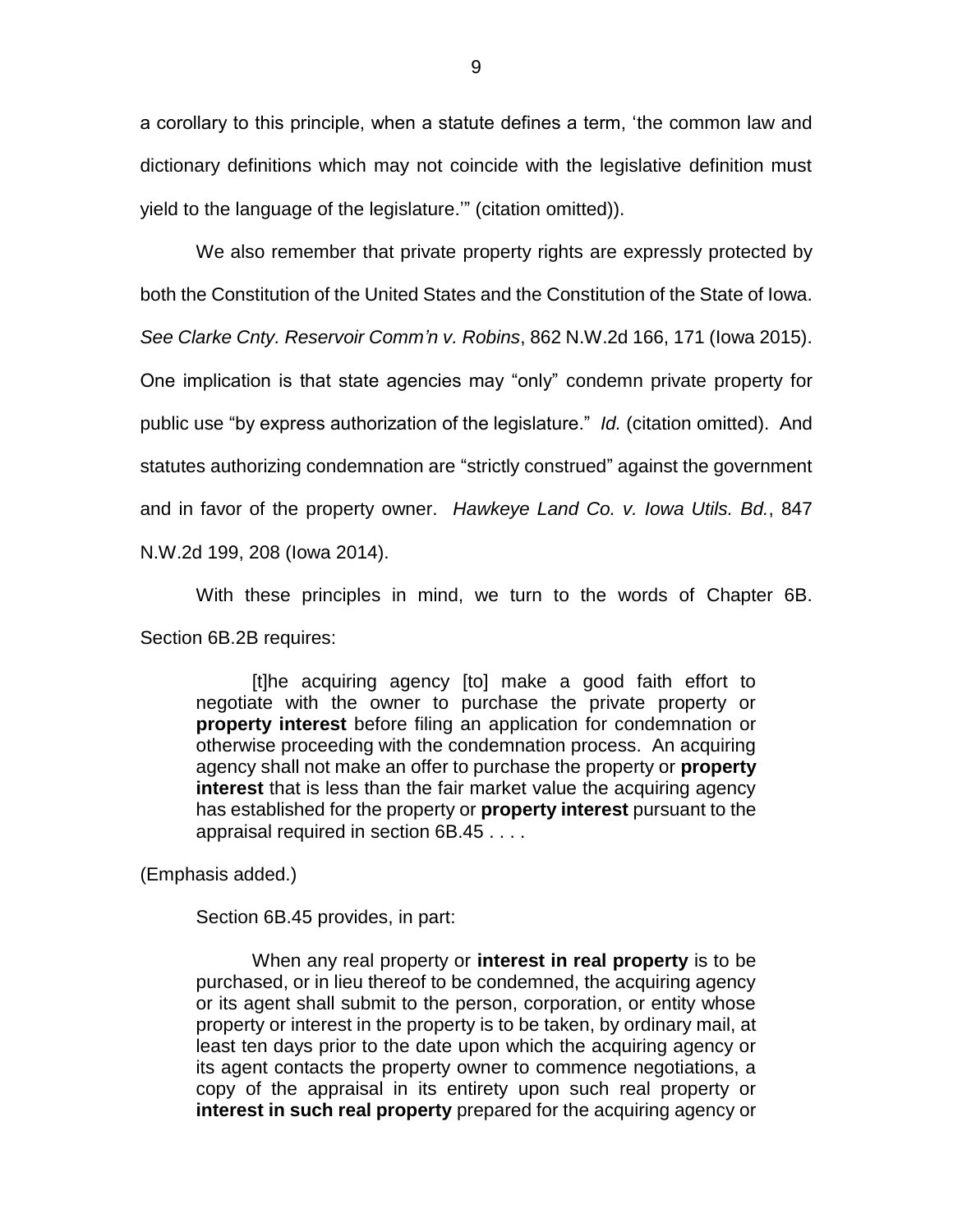a corollary to this principle, when a statute defines a term, 'the common law and dictionary definitions which may not coincide with the legislative definition must yield to the language of the legislature.'" (citation omitted)).

We also remember that private property rights are expressly protected by both the Constitution of the United States and the Constitution of the State of Iowa. *See Clarke Cnty. Reservoir Comm'n v. Robins*, 862 N.W.2d 166, 171 (Iowa 2015). One implication is that state agencies may "only" condemn private property for public use "by express authorization of the legislature." *Id.* (citation omitted). And statutes authorizing condemnation are "strictly construed" against the government and in favor of the property owner. *Hawkeye Land Co. v. Iowa Utils. Bd.*, 847 N.W.2d 199, 208 (Iowa 2014).

With these principles in mind, we turn to the words of Chapter 6B. Section 6B.2B requires:

> [t]he acquiring agency [to] make a good faith effort to negotiate with the owner to purchase the private property or **property interest** before filing an application for condemnation or otherwise proceeding with the condemnation process. An acquiring agency shall not make an offer to purchase the property or **property interest** that is less than the fair market value the acquiring agency has established for the property or **property interest** pursuant to the appraisal required in section 6B.45 . . . .

(Emphasis added.)

Section 6B.45 provides, in part:

> When any real property or **interest in real property** is to be purchased, or in lieu thereof to be condemned, the acquiring agency or its agent shall submit to the person, corporation, or entity whose property or interest in the property is to be taken, by ordinary mail, at least ten days prior to the date upon which the acquiring agency or its agent contacts the property owner to commence negotiations, a copy of the appraisal in its entirety upon such real property or **interest in such real property** prepared for the acquiring agency or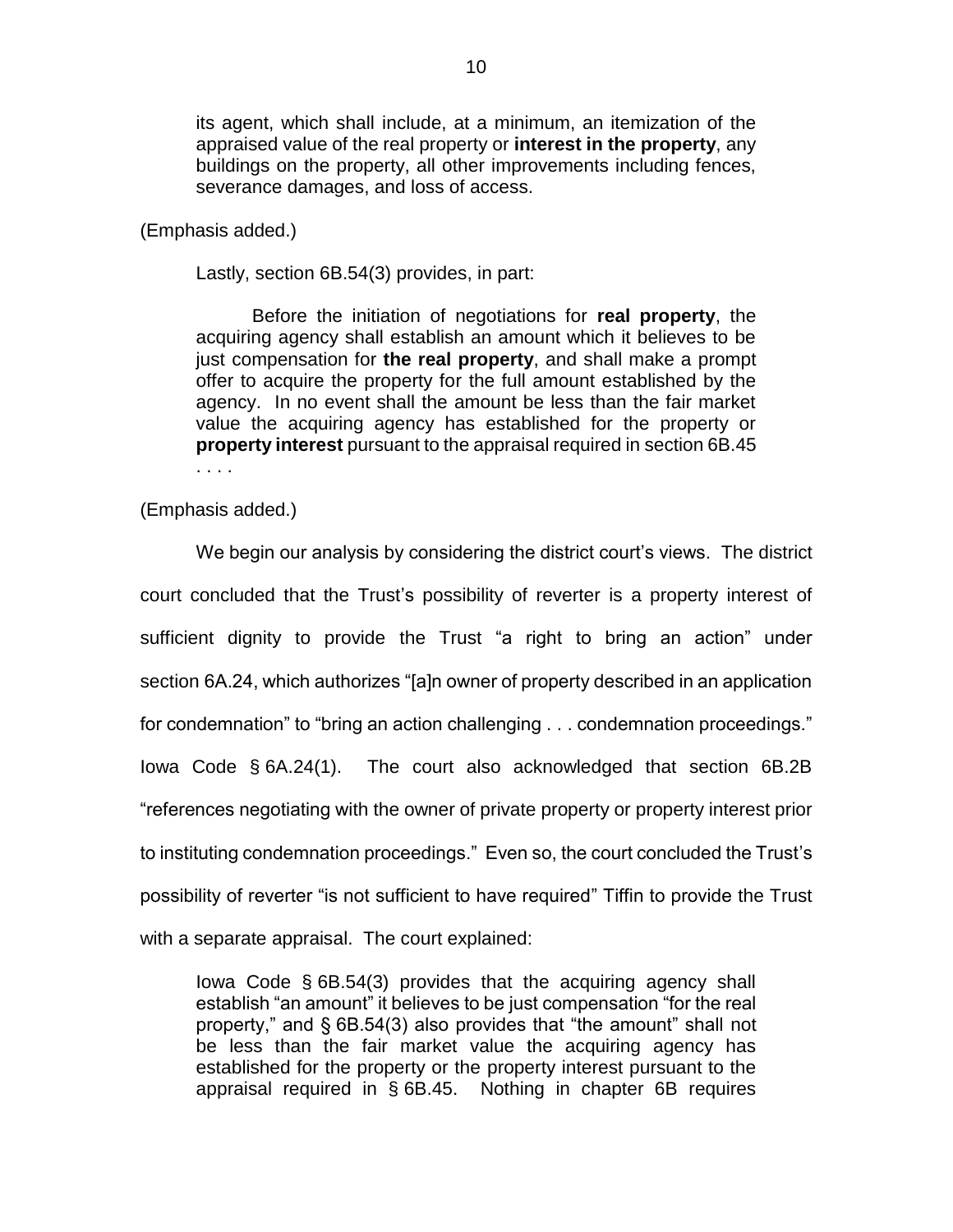> its agent, which shall include, at a minimum, an itemization of the appraised value of the real property or **interest in the property**, any buildings on the property, all other improvements including fences, severance damages, and loss of access.

(Emphasis added.)

Lastly, section 6B.54(3) provides, in part:

> Before the initiation of negotiations for **real property**, the acquiring agency shall establish an amount which it believes to be just compensation for **the real property**, and shall make a prompt offer to acquire the property for the full amount established by the agency. In no event shall the amount be less than the fair market value the acquiring agency has established for the property or **property interest** pursuant to the appraisal required in section 6B.45 . . . .

(Emphasis added.)

We begin our analysis by considering the district court's views. The district court concluded that the Trust's possibility of reverter is a property interest of sufficient dignity to provide the Trust "a right to bring an action" under section 6A.24, which authorizes "[a]n owner of property described in an application for condemnation" to "bring an action challenging . . . condemnation proceedings." Iowa Code § 6A.24(1). The court also acknowledged that section 6B.2B "references negotiating with the owner of private property or property interest prior to instituting condemnation proceedings." Even so, the court concluded the Trust's possibility of reverter "is not sufficient to have required" Tiffin to provide the Trust with a separate appraisal. The court explained:

> Iowa Code § 6B.54(3) provides that the acquiring agency shall establish "an amount" it believes to be just compensation "for the real property," and § 6B.54(3) also provides that "the amount" shall not be less than the fair market value the acquiring agency has established for the property or the property interest pursuant to the appraisal required in § 6B.45. Nothing in chapter 6B requires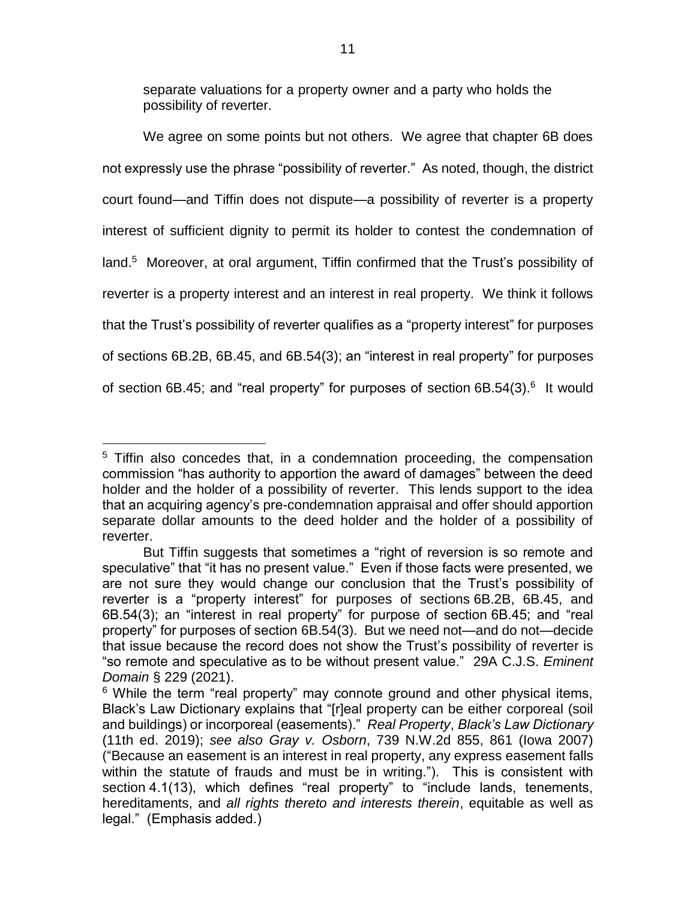separate valuations for a property owner and a party who holds the possibility of reverter.

We agree on some points but not others. We agree that chapter 6B does not expressly use the phrase "possibility of reverter." As noted, though, the district court found—and Tiffin does not dispute—a possibility of reverter is a property interest of sufficient dignity to permit its holder to contest the condemnation of land.[5] Moreover, at oral argument, Tiffin confirmed that the Trust's possibility of reverter is a property interest and an interest in real property. We think it follows that the Trust's possibility of reverter qualifies as a "property interest" for purposes of sections 6B.2B, 6B.45, and 6B.54(3); an "interest in real property" for purposes of section 6B.45; and "real property" for purposes of section 6B.54(3).[6] It would

---

[5] Tiffin also concedes that, in a condemnation proceeding, the compensation commission "has authority to apportion the award of damages" between the deed holder and the holder of a possibility of reverter. This lends support to the idea that an acquiring agency's pre-condemnation appraisal and offer should apportion separate dollar amounts to the deed holder and the holder of a possibility of reverter.

But Tiffin suggests that sometimes a "right of reversion is so remote and speculative" that "it has no present value." Even if those facts were presented, we are not sure they would change our conclusion that the Trust's possibility of reverter is a "property interest" for purposes of sections 6B.2B, 6B.45, and 6B.54(3); an "interest in real property" for purpose of section 6B.45; and "real property" for purposes of section 6B.54(3). But we need not—and do not—decide that issue because the record does not show the Trust's possibility of reverter is "so remote and speculative as to be without present value." 29A C.J.S. *Eminent Domain* § 229 (2021).

[6] While the term "real property" may connote ground and other physical items, Black's Law Dictionary explains that "[r]eal property can be either corporeal (soil and buildings) or incorporeal (easements)." *Real Property*, *Black's Law Dictionary* (11th ed. 2019); *see also Gray v. Osborn*, 739 N.W.2d 855, 861 (Iowa 2007) ("Because an easement is an interest in real property, any express easement falls within the statute of frauds and must be in writing."). This is consistent with section 4.1(13), which defines "real property" to "include lands, tenements, hereditaments, and *all rights thereto and interests therein*, equitable as well as legal." (Emphasis added.)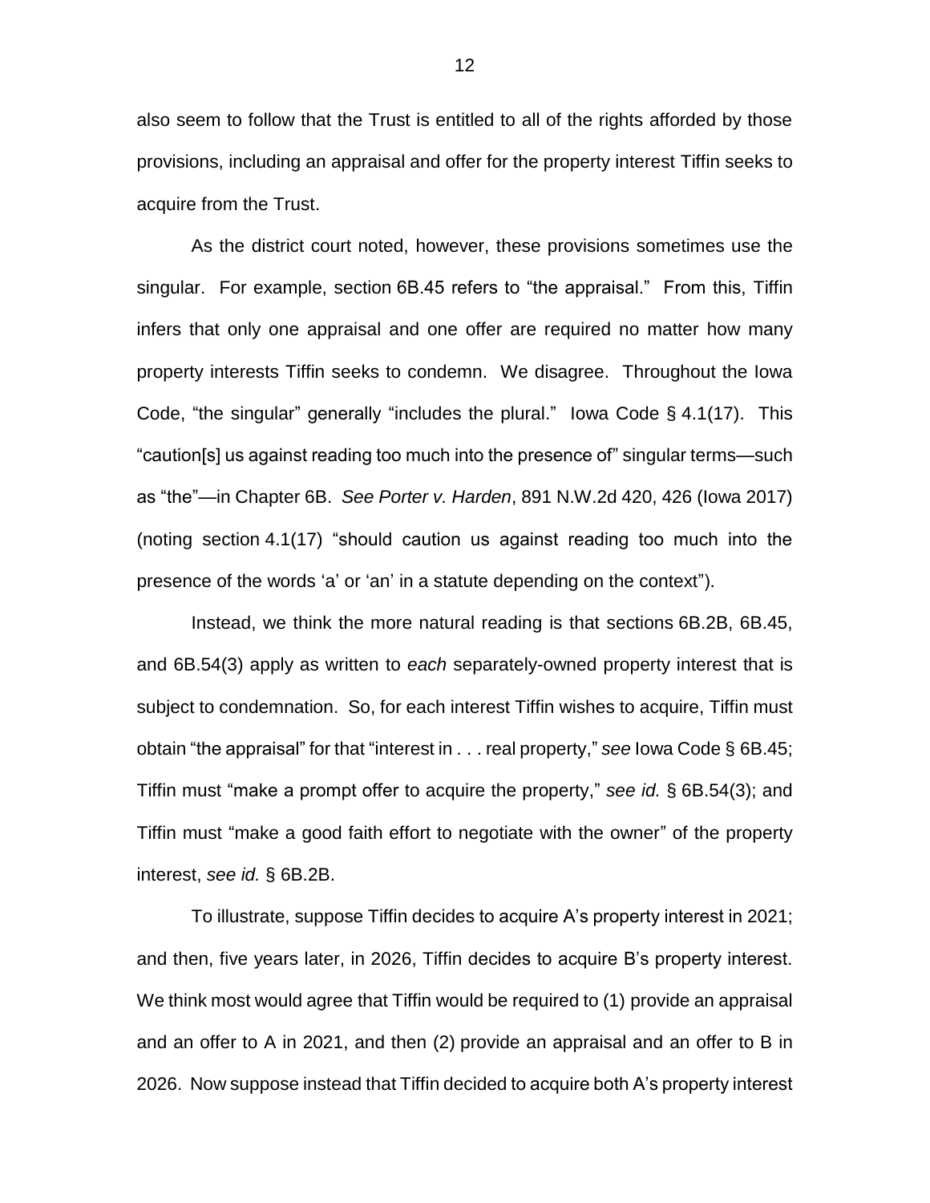also seem to follow that the Trust is entitled to all of the rights afforded by those provisions, including an appraisal and offer for the property interest Tiffin seeks to acquire from the Trust.

As the district court noted, however, these provisions sometimes use the singular. For example, section 6B.45 refers to "the appraisal." From this, Tiffin infers that only one appraisal and one offer are required no matter how many property interests Tiffin seeks to condemn. We disagree. Throughout the Iowa Code, "the singular" generally "includes the plural." Iowa Code § 4.1(17). This "caution[s] us against reading too much into the presence of" singular terms—such as "the"—in Chapter 6B. *See Porter v. Harden*, 891 N.W.2d 420, 426 (Iowa 2017) (noting section 4.1(17) "should caution us against reading too much into the presence of the words 'a' or 'an' in a statute depending on the context").

Instead, we think the more natural reading is that sections 6B.2B, 6B.45, and 6B.54(3) apply as written to *each* separately-owned property interest that is subject to condemnation. So, for each interest Tiffin wishes to acquire, Tiffin must obtain "the appraisal" for that "interest in . . . real property," *see* Iowa Code § 6B.45; Tiffin must "make a prompt offer to acquire the property," *see id.* § 6B.54(3); and Tiffin must "make a good faith effort to negotiate with the owner" of the property interest, *see id.* § 6B.2B.

To illustrate, suppose Tiffin decides to acquire A's property interest in 2021; and then, five years later, in 2026, Tiffin decides to acquire B's property interest. We think most would agree that Tiffin would be required to (1) provide an appraisal and an offer to A in 2021, and then (2) provide an appraisal and an offer to B in 2026. Now suppose instead that Tiffin decided to acquire both A's property interest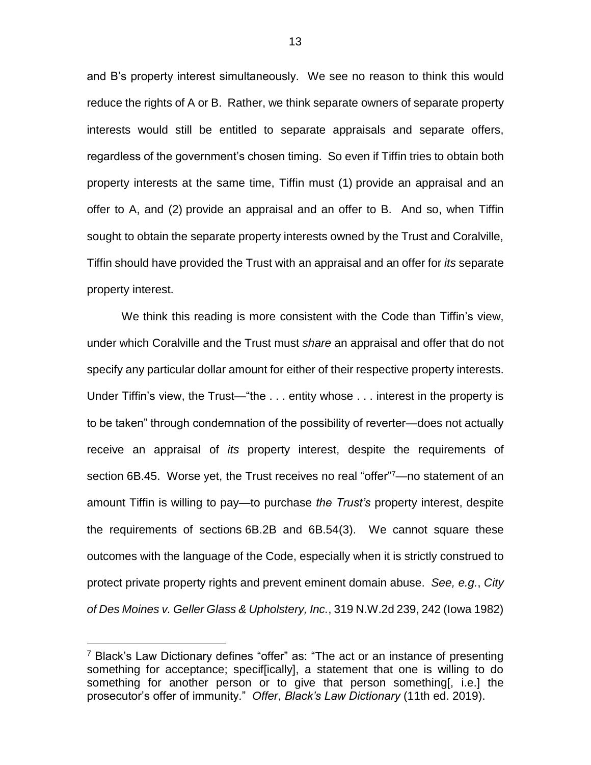and B's property interest simultaneously. We see no reason to think this would reduce the rights of A or B. Rather, we think separate owners of separate property interests would still be entitled to separate appraisals and separate offers, regardless of the government's chosen timing. So even if Tiffin tries to obtain both property interests at the same time, Tiffin must (1) provide an appraisal and an offer to A, and (2) provide an appraisal and an offer to B. And so, when Tiffin sought to obtain the separate property interests owned by the Trust and Coralville, Tiffin should have provided the Trust with an appraisal and an offer for *its* separate property interest.

We think this reading is more consistent with the Code than Tiffin's view, under which Coralville and the Trust must *share* an appraisal and offer that do not specify any particular dollar amount for either of their respective property interests. Under Tiffin's view, the Trust—"the . . . entity whose . . . interest in the property is to be taken" through condemnation of the possibility of reverter—does not actually receive an appraisal of *its* property interest, despite the requirements of section 6B.45. Worse yet, the Trust receives no real "offer"[7]—no statement of an amount Tiffin is willing to pay—to purchase *the Trust's* property interest, despite the requirements of sections 6B.2B and 6B.54(3). We cannot square these outcomes with the language of the Code, especially when it is strictly construed to protect private property rights and prevent eminent domain abuse. *See, e.g.*, *City of Des Moines v. Geller Glass & Upholstery, Inc.*, 319 N.W.2d 239, 242 (Iowa 1982)

---

[7] Black's Law Dictionary defines "offer" as: "The act or an instance of presenting something for acceptance; specif[ically], a statement that one is willing to do something for another person or to give that person something[, i.e.] the prosecutor's offer of immunity." *Offer*, *Black's Law Dictionary* (11th ed. 2019).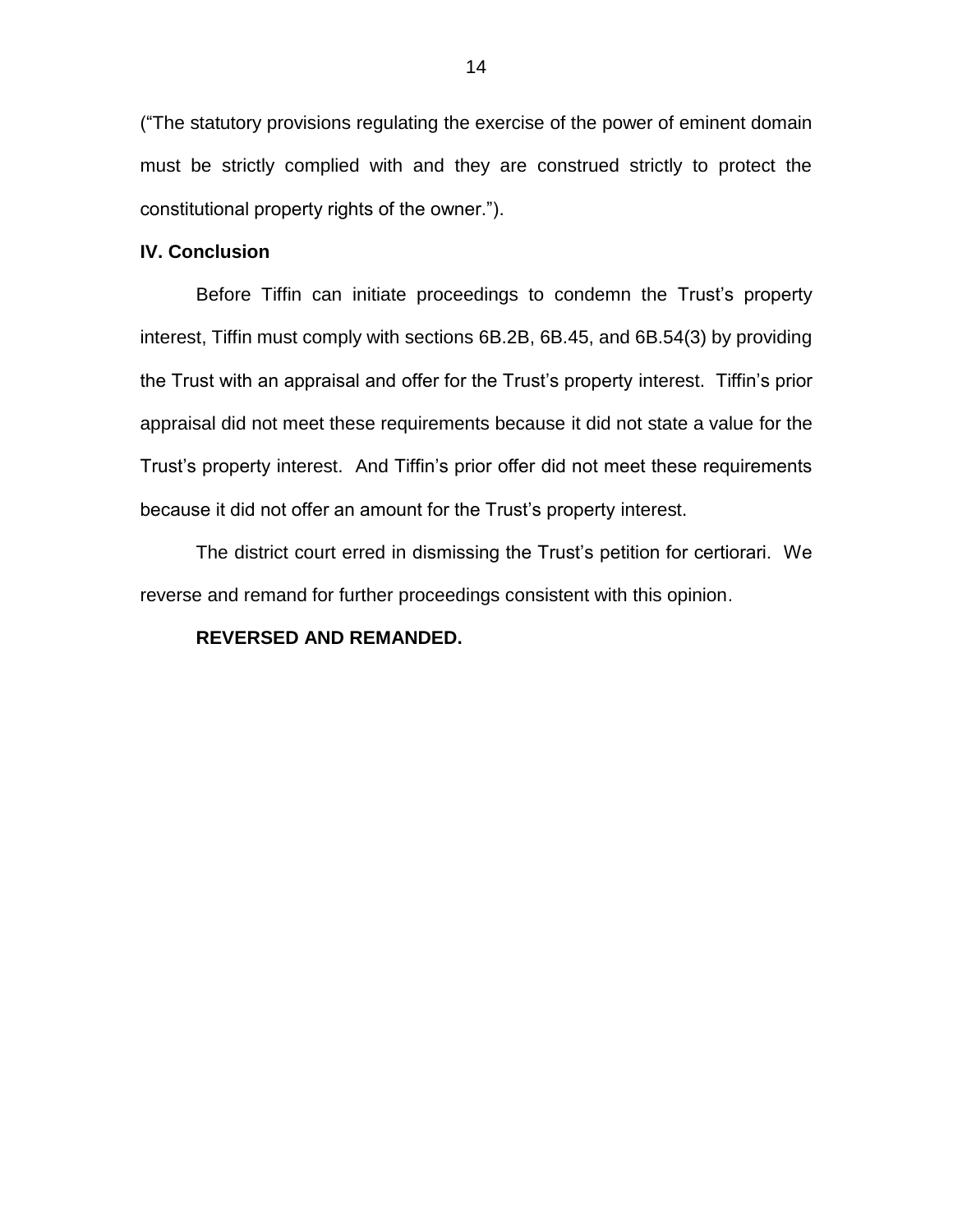("The statutory provisions regulating the exercise of the power of eminent domain must be strictly complied with and they are construed strictly to protect the constitutional property rights of the owner.").

**IV. Conclusion**

Before Tiffin can initiate proceedings to condemn the Trust's property interest, Tiffin must comply with sections 6B.2B, 6B.45, and 6B.54(3) by providing the Trust with an appraisal and offer for the Trust's property interest. Tiffin's prior appraisal did not meet these requirements because it did not state a value for the Trust's property interest. And Tiffin's prior offer did not meet these requirements because it did not offer an amount for the Trust's property interest.

The district court erred in dismissing the Trust's petition for certiorari. We reverse and remand for further proceedings consistent with this opinion.

**REVERSED AND REMANDED.**